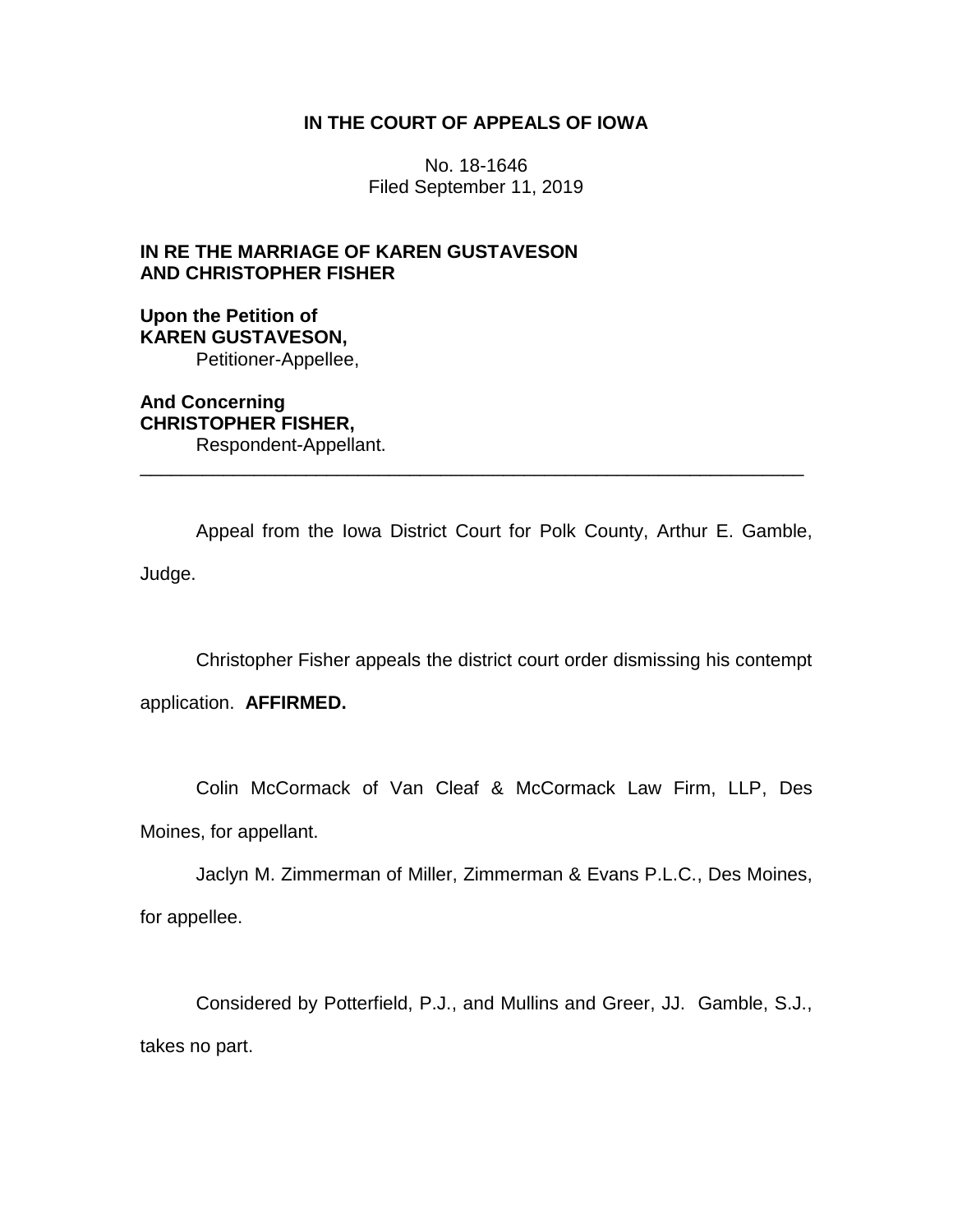**IN THE COURT OF APPEALS OF IOWA**

No. 18-1646
Filed September 11, 2019

**IN RE THE MARRIAGE OF KAREN GUSTAVESON AND CHRISTOPHER FISHER**

**Upon the Petition of**
**KAREN GUSTAVESON,**
Petitioner-Appellee,

**And Concerning**
**CHRISTOPHER FISHER,**
Respondent-Appellant.

---

Appeal from the Iowa District Court for Polk County, Arthur E. Gamble, Judge.

Christopher Fisher appeals the district court order dismissing his contempt application. **AFFIRMED.**

Colin McCormack of Van Cleaf & McCormack Law Firm, LLP, Des Moines, for appellant.

Jaclyn M. Zimmerman of Miller, Zimmerman & Evans P.L.C., Des Moines, for appellee.

Considered by Potterfield, P.J., and Mullins and Greer, JJ. Gamble, S.J., takes no part.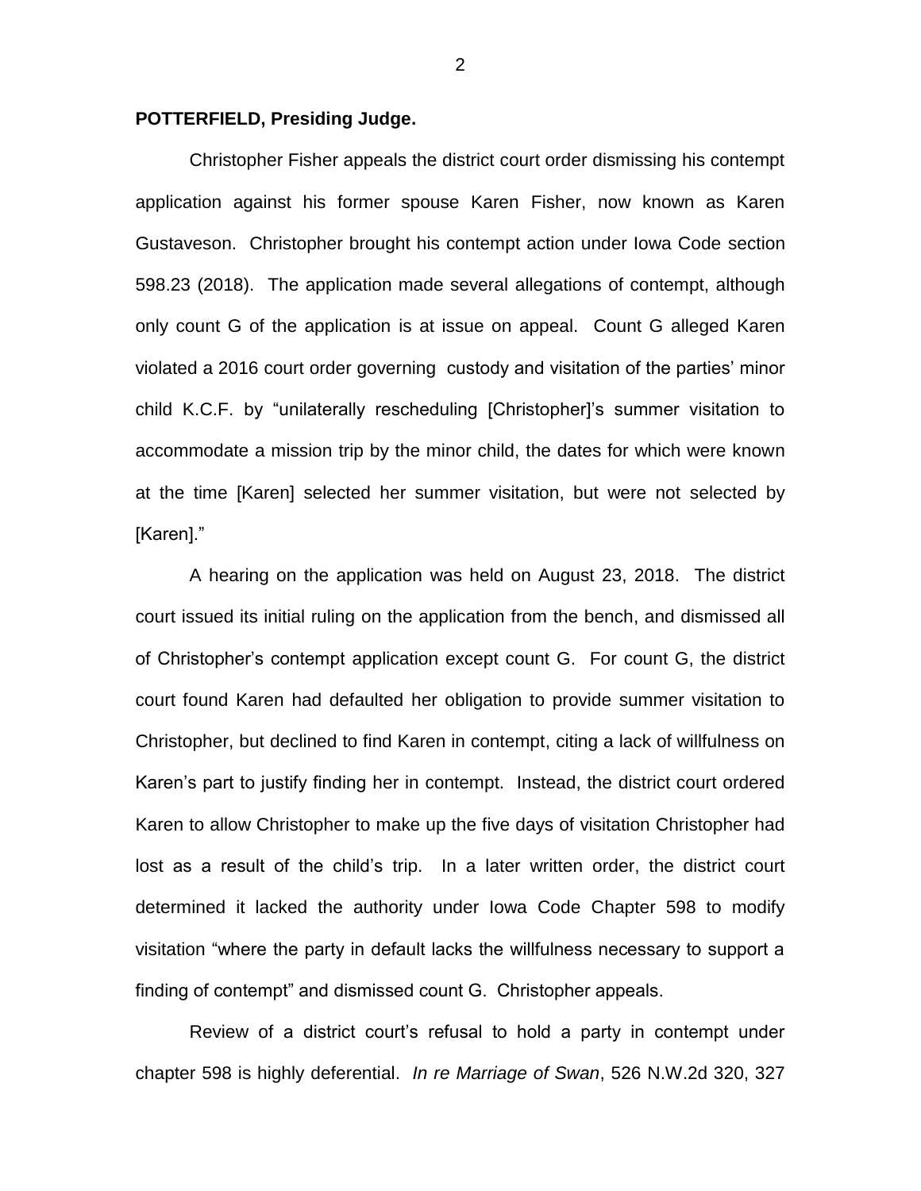**POTTERFIELD, Presiding Judge.**

Christopher Fisher appeals the district court order dismissing his contempt application against his former spouse Karen Fisher, now known as Karen Gustaveson. Christopher brought his contempt action under Iowa Code section 598.23 (2018). The application made several allegations of contempt, although only count G of the application is at issue on appeal. Count G alleged Karen violated a 2016 court order governing custody and visitation of the parties' minor child K.C.F. by "unilaterally rescheduling [Christopher]'s summer visitation to accommodate a mission trip by the minor child, the dates for which were known at the time [Karen] selected her summer visitation, but were not selected by [Karen]."

A hearing on the application was held on August 23, 2018. The district court issued its initial ruling on the application from the bench, and dismissed all of Christopher's contempt application except count G. For count G, the district court found Karen had defaulted her obligation to provide summer visitation to Christopher, but declined to find Karen in contempt, citing a lack of willfulness on Karen's part to justify finding her in contempt. Instead, the district court ordered Karen to allow Christopher to make up the five days of visitation Christopher had lost as a result of the child's trip. In a later written order, the district court determined it lacked the authority under Iowa Code Chapter 598 to modify visitation "where the party in default lacks the willfulness necessary to support a finding of contempt" and dismissed count G. Christopher appeals.

Review of a district court's refusal to hold a party in contempt under chapter 598 is highly deferential. *In re Marriage of Swan*, 526 N.W.2d 320, 327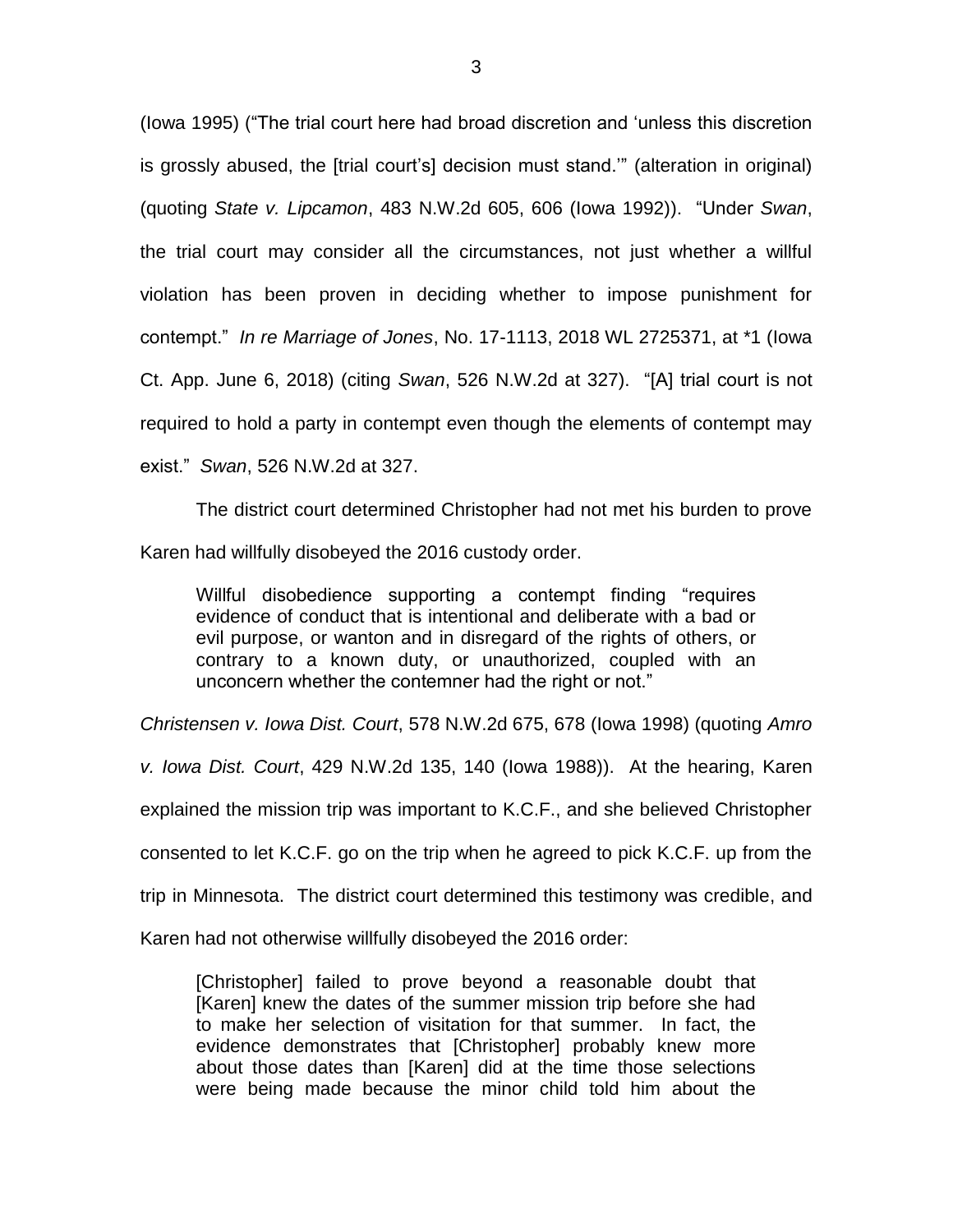(Iowa 1995) ("The trial court here had broad discretion and 'unless this discretion is grossly abused, the [trial court's] decision must stand.'" (alteration in original) (quoting *State v. Lipcamon*, 483 N.W.2d 605, 606 (Iowa 1992)). "Under *Swan*, the trial court may consider all the circumstances, not just whether a willful violation has been proven in deciding whether to impose punishment for contempt." *In re Marriage of Jones*, No. 17-1113, 2018 WL 2725371, at *1 (Iowa Ct. App. June 6, 2018) (citing *Swan*, 526 N.W.2d at 327). "[A] trial court is not required to hold a party in contempt even though the elements of contempt may exist." *Swan*, 526 N.W.2d at 327.

The district court determined Christopher had not met his burden to prove Karen had willfully disobeyed the 2016 custody order.

> Willful disobedience supporting a contempt finding "requires evidence of conduct that is intentional and deliberate with a bad or evil purpose, or wanton and in disregard of the rights of others, or contrary to a known duty, or unauthorized, coupled with an unconcern whether the contemner had the right or not."

*Christensen v. Iowa Dist. Court*, 578 N.W.2d 675, 678 (Iowa 1998) (quoting *Amro v. Iowa Dist. Court*, 429 N.W.2d 135, 140 (Iowa 1988)). At the hearing, Karen explained the mission trip was important to K.C.F., and she believed Christopher consented to let K.C.F. go on the trip when he agreed to pick K.C.F. up from the trip in Minnesota. The district court determined this testimony was credible, and Karen had not otherwise willfully disobeyed the 2016 order:

> [Christopher] failed to prove beyond a reasonable doubt that [Karen] knew the dates of the summer mission trip before she had to make her selection of visitation for that summer. In fact, the evidence demonstrates that [Christopher] probably knew more about those dates than [Karen] did at the time those selections were being made because the minor child told him about the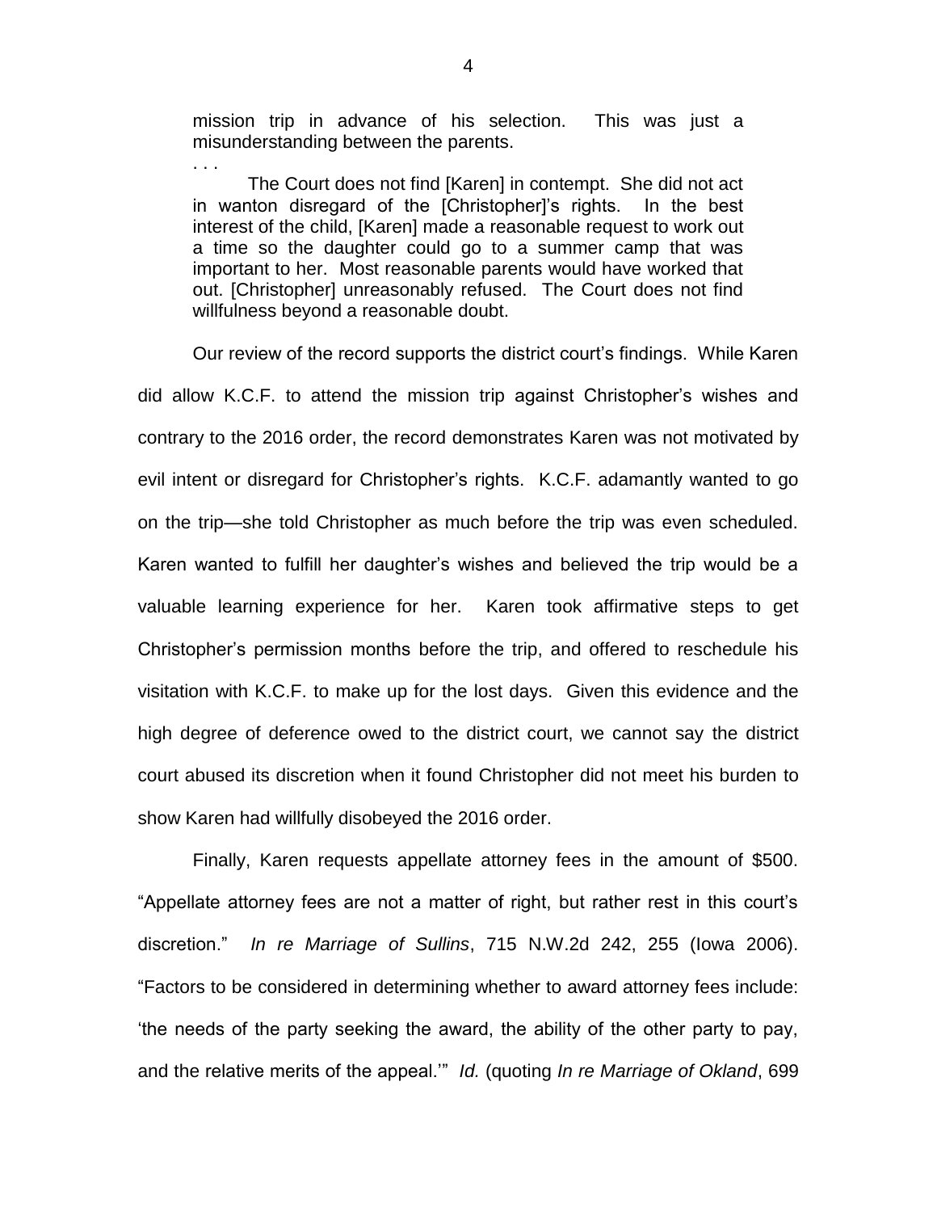> mission trip in advance of his selection. This was just a misunderstanding between the parents.
>
> . . .
>
> The Court does not find [Karen] in contempt. She did not act in wanton disregard of the [Christopher]'s rights. In the best interest of the child, [Karen] made a reasonable request to work out a time so the daughter could go to a summer camp that was important to her. Most reasonable parents would have worked that out. [Christopher] unreasonably refused. The Court does not find willfulness beyond a reasonable doubt.

Our review of the record supports the district court's findings. While Karen did allow K.C.F. to attend the mission trip against Christopher's wishes and contrary to the 2016 order, the record demonstrates Karen was not motivated by evil intent or disregard for Christopher's rights. K.C.F. adamantly wanted to go on the trip—she told Christopher as much before the trip was even scheduled. Karen wanted to fulfill her daughter's wishes and believed the trip would be a valuable learning experience for her. Karen took affirmative steps to get Christopher's permission months before the trip, and offered to reschedule his visitation with K.C.F. to make up for the lost days. Given this evidence and the high degree of deference owed to the district court, we cannot say the district court abused its discretion when it found Christopher did not meet his burden to show Karen had willfully disobeyed the 2016 order.

Finally, Karen requests appellate attorney fees in the amount of $500. "Appellate attorney fees are not a matter of right, but rather rest in this court's discretion." *In re Marriage of Sullins*, 715 N.W.2d 242, 255 (Iowa 2006). "Factors to be considered in determining whether to award attorney fees include: 'the needs of the party seeking the award, the ability of the other party to pay, and the relative merits of the appeal.'" *Id.* (quoting *In re Marriage of Okland*, 699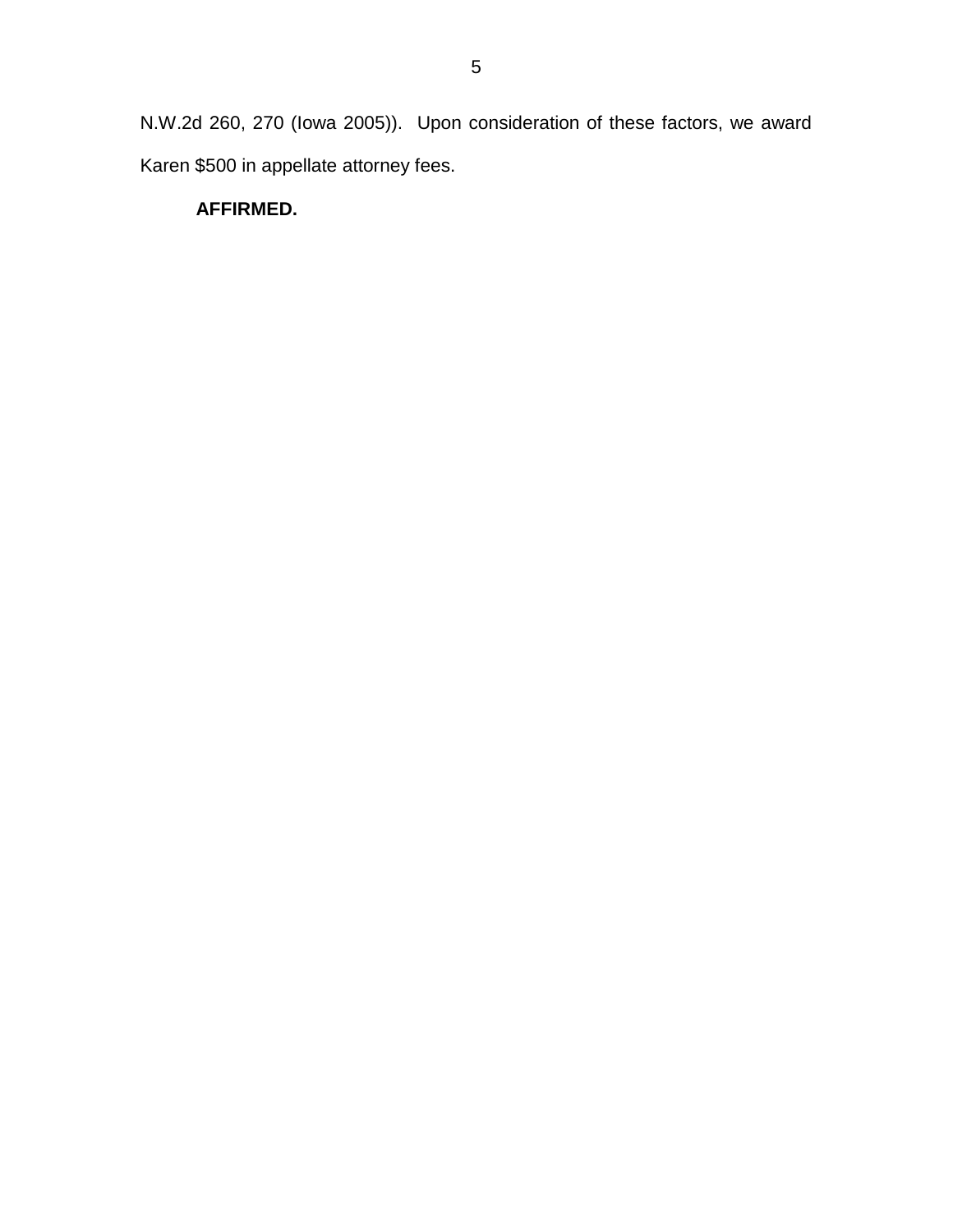N.W.2d 260, 270 (Iowa 2005)). Upon consideration of these factors, we award Karen $500 in appellate attorney fees.

**AFFIRMED.**